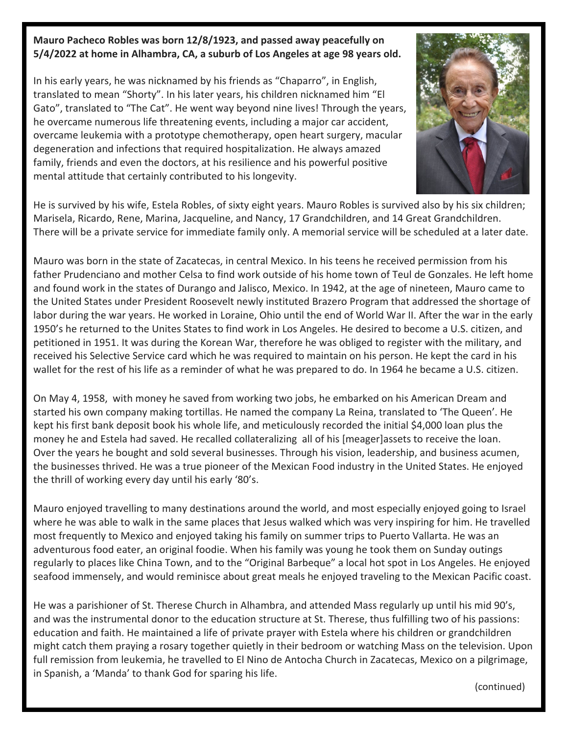**Mauro Pacheco Robles was born 12/8/1923, and passed away peacefully on 5/4/2022 at home in Alhambra, CA, a suburb of Los Angeles at age 98 years old.**

In his early years, he was nicknamed by his friends as "Chaparro", in English, translated to mean "Shorty". In his later years, his children nicknamed him "El Gato", translated to "The Cat". He went way beyond nine lives! Through the years, he overcame numerous life threatening events, including a major car accident, overcame leukemia with a prototype chemotherapy, open heart surgery, macular degeneration and infections that required hospitalization. He always amazed family, friends and even the doctors, at his resilience and his powerful positive mental attitude that certainly contributed to his longevity.

He is survived by his wife, Estela Robles, of sixty eight years. Mauro Robles is survived also by his six children; Marisela, Ricardo, Rene, Marina, Jacqueline, and Nancy, 17 Grandchildren, and 14 Great Grandchildren. There will be a private service for immediate family only. A memorial service will be scheduled at a later date.

Mauro was born in the state of Zacatecas, in central Mexico. In his teens he received permission from his father Prudenciano and mother Celsa to find work outside of his home town of Teul de Gonzales. He left home and found work in the states of Durango and Jalisco, Mexico. In 1942, at the age of nineteen, Mauro came to the United States under President Roosevelt newly instituted Brazero Program that addressed the shortage of labor during the war years. He worked in Loraine, Ohio until the end of World War II. After the war in the early 1950's he returned to the Unites States to find work in Los Angeles. He desired to become a U.S. citizen, and petitioned in 1951. It was during the Korean War, therefore he was obliged to register with the military, and received his Selective Service card which he was required to maintain on his person. He kept the card in his wallet for the rest of his life as a reminder of what he was prepared to do. In 1964 he became a U.S. citizen.

On May 4, 1958, with money he saved from working two jobs, he embarked on his American Dream and started his own company making tortillas. He named the company La Reina, translated to 'The Queen'. He kept his first bank deposit book his whole life, and meticulously recorded the initial $4,000 loan plus the money he and Estela had saved. He recalled collateralizing all of his [meager]assets to receive the loan. Over the years he bought and sold several businesses. Through his vision, leadership, and business acumen, the businesses thrived. He was a true pioneer of the Mexican Food industry in the United States. He enjoyed the thrill of working every day until his early '80's.

Mauro enjoyed travelling to many destinations around the world, and most especially enjoyed going to Israel where he was able to walk in the same places that Jesus walked which was very inspiring for him. He travelled most frequently to Mexico and enjoyed taking his family on summer trips to Puerto Vallarta. He was an adventurous food eater, an original foodie. When his family was young he took them on Sunday outings regularly to places like China Town, and to the "Original Barbeque" a local hot spot in Los Angeles. He enjoyed seafood immensely, and would reminisce about great meals he enjoyed traveling to the Mexican Pacific coast.

He was a parishioner of St. Therese Church in Alhambra, and attended Mass regularly up until his mid 90's, and was the instrumental donor to the education structure at St. Therese, thus fulfilling two of his passions: education and faith. He maintained a life of private prayer with Estela where his children or grandchildren might catch them praying a rosary together quietly in their bedroom or watching Mass on the television. Upon full remission from leukemia, he travelled to El Nino de Antocha Church in Zacatecas, Mexico on a pilgrimage, in Spanish, a 'Manda' to thank God for sparing his life.

(continued)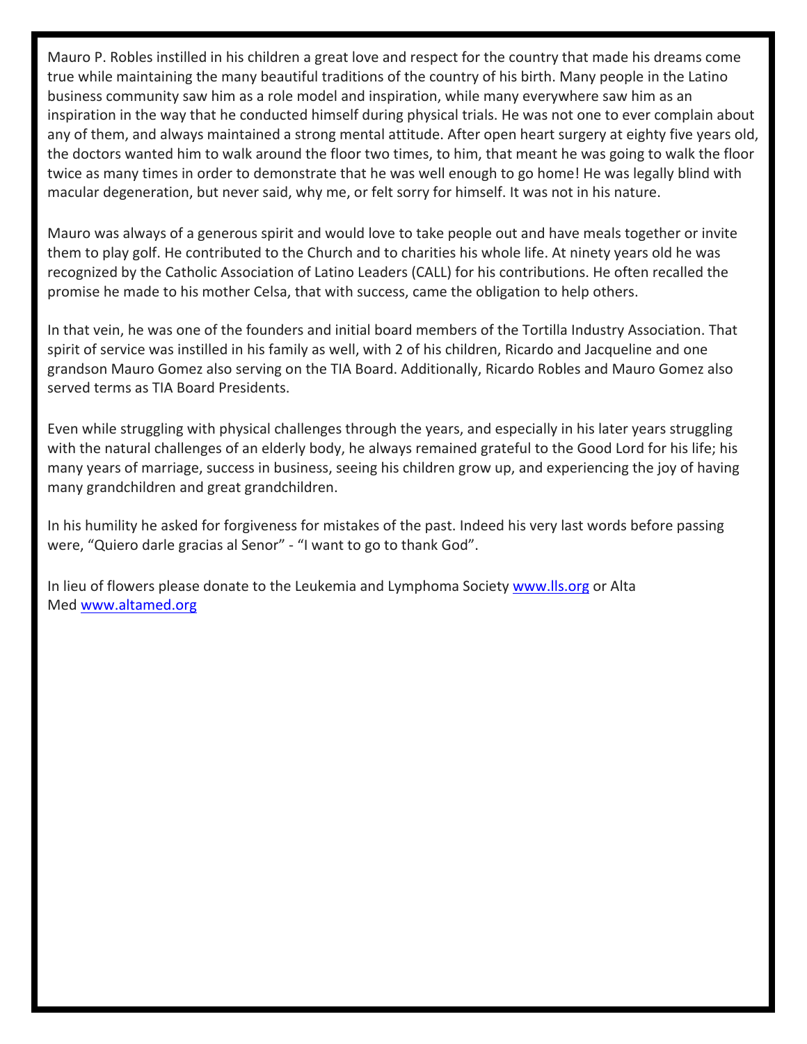Mauro P. Robles instilled in his children a great love and respect for the country that made his dreams come true while maintaining the many beautiful traditions of the country of his birth. Many people in the Latino business community saw him as a role model and inspiration, while many everywhere saw him as an inspiration in the way that he conducted himself during physical trials. He was not one to ever complain about any of them, and always maintained a strong mental attitude. After open heart surgery at eighty five years old, the doctors wanted him to walk around the floor two times, to him, that meant he was going to walk the floor twice as many times in order to demonstrate that he was well enough to go home! He was legally blind with macular degeneration, but never said, why me, or felt sorry for himself. It was not in his nature.

Mauro was always of a generous spirit and would love to take people out and have meals together or invite them to play golf. He contributed to the Church and to charities his whole life. At ninety years old he was recognized by the Catholic Association of Latino Leaders (CALL) for his contributions. He often recalled the promise he made to his mother Celsa, that with success, came the obligation to help others.

In that vein, he was one of the founders and initial board members of the Tortilla Industry Association. That spirit of service was instilled in his family as well, with 2 of his children, Ricardo and Jacqueline and one grandson Mauro Gomez also serving on the TIA Board. Additionally, Ricardo Robles and Mauro Gomez also served terms as TIA Board Presidents.

Even while struggling with physical challenges through the years, and especially in his later years struggling with the natural challenges of an elderly body, he always remained grateful to the Good Lord for his life; his many years of marriage, success in business, seeing his children grow up, and experiencing the joy of having many grandchildren and great grandchildren.

In his humility he asked for forgiveness for mistakes of the past. Indeed his very last words before passing were, "Quiero darle gracias al Senor" - "I want to go to thank God".

In lieu of flowers please donate to the Leukemia and Lymphoma Society www.lls.org or Alta Med www.altamed.org